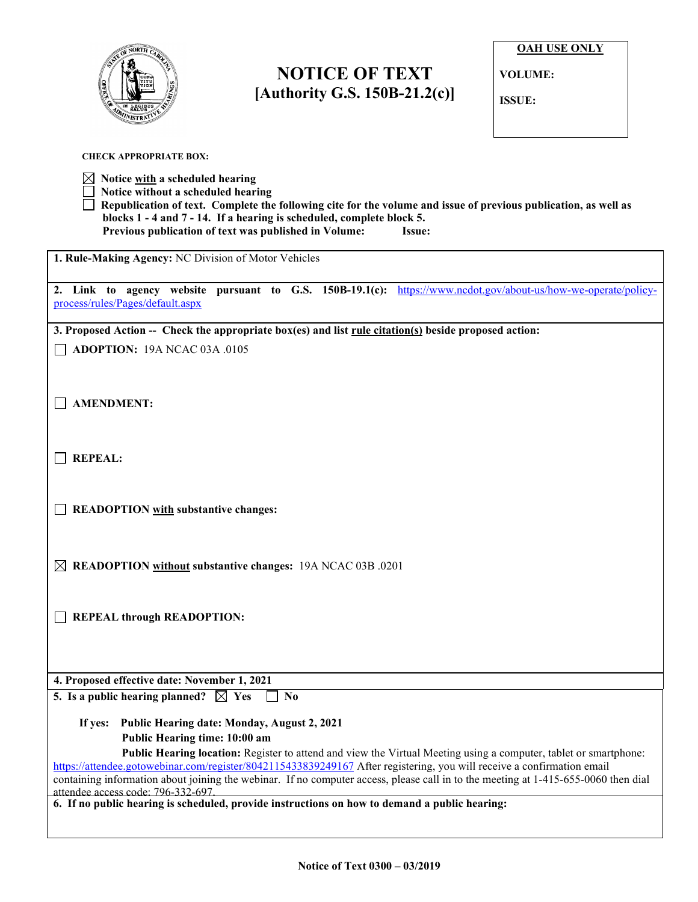**OAH USE ONLY**

**VOLUME:**

**ISSUE:**

# NOTICE OF TEXT
## [Authority G.S. 150B-21.2(c)]

**CHECK APPROPRIATE BOX:**

☒ **Notice with a scheduled hearing**
☐ **Notice without a scheduled hearing**
☐ **Republication of text. Complete the following cite for the volume and issue of previous publication, as well as blocks 1 - 4 and 7 - 14. If a hearing is scheduled, complete block 5.**
**Previous publication of text was published in Volume: Issue:**

**1. Rule-Making Agency:** NC Division of Motor Vehicles

**2. Link to agency website pursuant to G.S. 150B-19.1(c):** https://www.ncdot.gov/about-us/how-we-operate/policy-process/rules/Pages/default.aspx

**3. Proposed Action -- Check the appropriate box(es) and list rule citation(s) beside proposed action:**

☐ **ADOPTION:** 19A NCAC 03A .0105

☐ **AMENDMENT:**

☐ **REPEAL:**

☐ **READOPTION with substantive changes:**

☒ **READOPTION without substantive changes:** 19A NCAC 03B .0201

☐ **REPEAL through READOPTION:**

**4. Proposed effective date: November 1, 2021**

**5. Is a public hearing planned?** ☒ **Yes** ☐ **No**

**If yes: Public Hearing date: Monday, August 2, 2021**
**Public Hearing time: 10:00 am**
**Public Hearing location:** Register to attend and view the Virtual Meeting using a computer, tablet or smartphone: https://attendee.gotowebinar.com/register/8042115433839249167 After registering, you will receive a confirmation email containing information about joining the webinar. If no computer access, please call in to the meeting at 1-415-655-0060 then dial attendee access code: 796-332-697.

**6. If no public hearing is scheduled, provide instructions on how to demand a public hearing:**

**Notice of Text 0300 – 03/2019**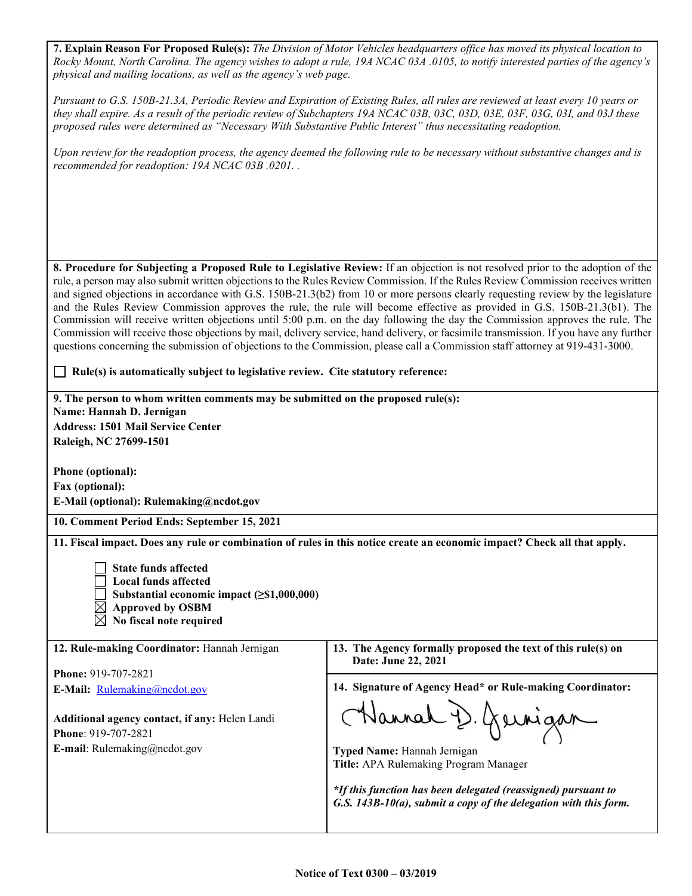**7. Explain Reason For Proposed Rule(s):** *The Division of Motor Vehicles headquarters office has moved its physical location to Rocky Mount, North Carolina. The agency wishes to adopt a rule, 19A NCAC 03A .0105, to notify interested parties of the agency's physical and mailing locations, as well as the agency's web page.*

*Pursuant to G.S. 150B-21.3A, Periodic Review and Expiration of Existing Rules, all rules are reviewed at least every 10 years or they shall expire. As a result of the periodic review of Subchapters 19A NCAC 03B, 03C, 03D, 03E, 03F, 03G, 03I, and 03J these proposed rules were determined as "Necessary With Substantive Public Interest" thus necessitating readoption.*

*Upon review for the readoption process, the agency deemed the following rule to be necessary without substantive changes and is recommended for readoption: 19A NCAC 03B .0201. .*

**8. Procedure for Subjecting a Proposed Rule to Legislative Review:** If an objection is not resolved prior to the adoption of the rule, a person may also submit written objections to the Rules Review Commission. If the Rules Review Commission receives written and signed objections in accordance with G.S. 150B-21.3(b2) from 10 or more persons clearly requesting review by the legislature and the Rules Review Commission approves the rule, the rule will become effective as provided in G.S. 150B-21.3(b1). The Commission will receive written objections until 5:00 p.m. on the day following the day the Commission approves the rule. The Commission will receive those objections by mail, delivery service, hand delivery, or facsimile transmission. If you have any further questions concerning the submission of objections to the Commission, please call a Commission staff attorney at 919-431-3000.

☐ **Rule(s) is automatically subject to legislative review. Cite statutory reference:**

**9. The person to whom written comments may be submitted on the proposed rule(s):**
**Name: Hannah D. Jernigan**
**Address: 1501 Mail Service Center**
**Raleigh, NC 27699-1501**

**Phone (optional):**
**Fax (optional):**
**E-Mail (optional): Rulemaking@ncdot.gov**

**10. Comment Period Ends: September 15, 2021**

**11. Fiscal impact. Does any rule or combination of rules in this notice create an economic impact? Check all that apply.**

☐ **State funds affected**
☐ **Local funds affected**
☐ **Substantial economic impact (≥$1,000,000)**
☒ **Approved by OSBM**
☒ **No fiscal note required**

**12. Rule-making Coordinator:** Hannah Jernigan

**Phone:** 919-707-2821
**E-Mail:** Rulemaking@ncdot.gov

**Additional agency contact, if any:** Helen Landi
**Phone**: 919-707-2821
**E-mail**: Rulemaking@ncdot.gov

**13. The Agency formally proposed the text of this rule(s) on Date: June 22, 2021**

**14. Signature of Agency Head\* or Rule-making Coordinator:**

Hannah D. Jernigan

**Typed Name:** Hannah Jernigan
**Title:** APA Rulemaking Program Manager

***If this function has been delegated (reassigned) pursuant to G.S. 143B-10(a), submit a copy of the delegation with this form.***

**Notice of Text 0300 – 03/2019**